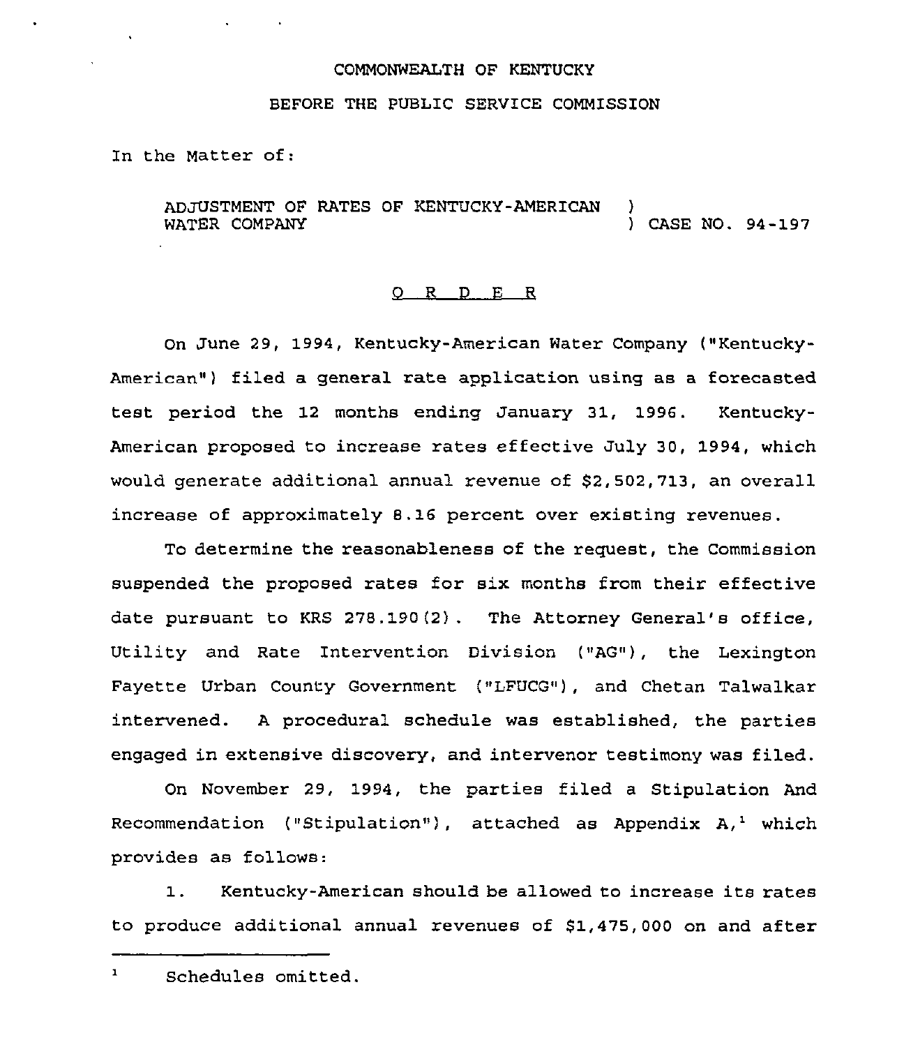COMMONWEALTH OF KENTUCKY

BEFORE THE PUBLIC SERVICE COMMISSION

In the Matter of:

ADJUSTMENT OF RATES OF KENTUCKY-AMERICAN WATER COMPANY ) CASE NO. 94-197

O R D E R

On June 29, 1994, Kentucky-American Water Company ("Kentucky-American") filed a general rate application using as a forecasted test period the 12 months ending January 31, 1996. Kentucky-American proposed to increase rates effective July 30, 1994, which would generate additional annual revenue of $2,502,713, an overall increase of approximately 8.16 percent over existing revenues.

To determine the reasonableness of the request, the Commission suspended the proposed rates for six months from their effective date pursuant to KRS 278.190(2). The Attorney General's office, Utility and Rate Intervention Division ("AG"), the Lexington Fayette Urban County Government ("LFUCG"), and Chetan Talwalkar intervened. A procedural schedule was established, the parties engaged in extensive discovery, and intervenor testimony was filed.

On November 29, 1994, the parties filed a Stipulation And Recommendation ("Stipulation"), attached as Appendix A,[1] which provides as follows:

1. Kentucky-American should be allowed to increase its rates to produce additional annual revenues of $1,475,000 on and after

[1] Schedules omitted.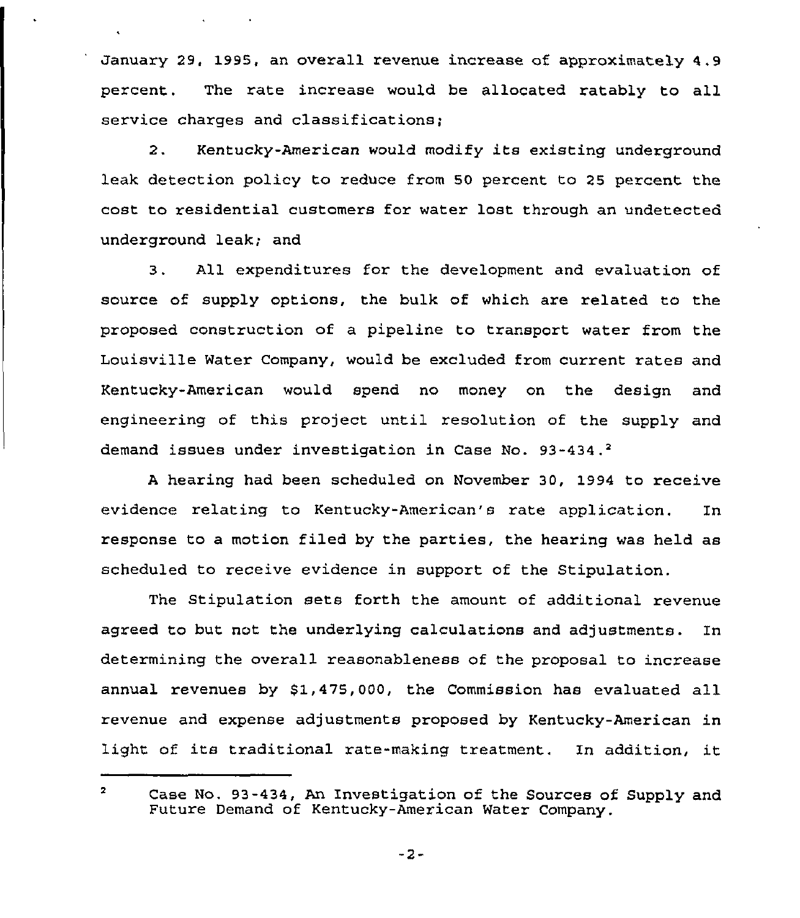January 29, 1995, an overall revenue increase of approximately 4.9 percent. The rate increase would be allocated ratably to all service charges and classifications;

2. Kentucky-American would modify its existing underground leak detection policy to reduce from 50 percent to 25 percent the cost to residential customers for water lost through an undetected underground leak; and

3. All expenditures for the development and evaluation of source of supply options, the bulk of which are related to the proposed construction of a pipeline to transport water from the Louisville Water Company, would be excluded from current rates and Kentucky-American would spend no money on the design and engineering of this project until resolution of the supply and demand issues under investigation in Case No. 93-434.[2]

A hearing had been scheduled on November 30, 1994 to receive evidence relating to Kentucky-American's rate application. In response to a motion filed by the parties, the hearing was held as scheduled to receive evidence in support of the Stipulation.

The Stipulation sets forth the amount of additional revenue agreed to but not the underlying calculations and adjustments. In determining the overall reasonableness of the proposal to increase annual revenues by $1,475,000, the Commission has evaluated all revenue and expense adjustments proposed by Kentucky-American in light of its traditional rate-making treatment. In addition, it

[2] Case No. 93-434, An Investigation of the Sources of Supply and Future Demand of Kentucky-American Water Company.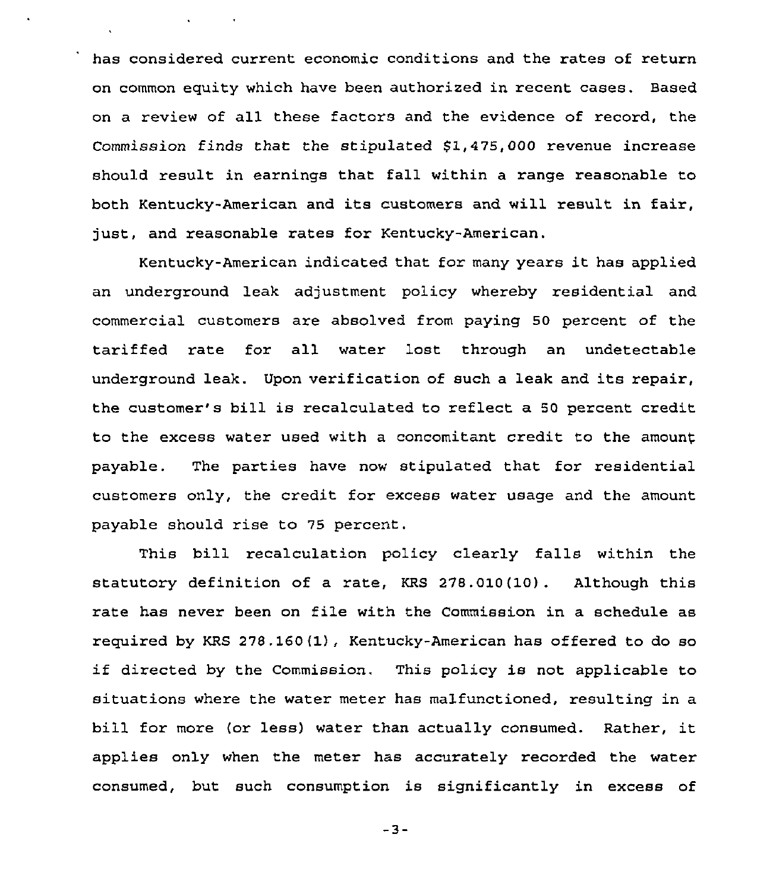has considered current economic conditions and the rates of return on common equity which have been authorized in recent cases. Based on a review of all these factors and the evidence of record, the Commission finds that the stipulated $1,475,000 revenue increase should result in earnings that fall within a range reasonable to both Kentucky-American and its customers and will result in fair, just, and reasonable rates for Kentucky-American.

Kentucky-American indicated that for many years it has applied an underground leak adjustment policy whereby residential and commercial customers are absolved from paying 50 percent of the tariffed rate for all water lost through an undetectable underground leak. Upon verification of such a leak and its repair, the customer's bill is recalculated to reflect a 50 percent credit to the excess water used with a concomitant credit to the amount payable. The parties have now stipulated that for residential customers only, the credit for excess water usage and the amount payable should rise to 75 percent.

This bill recalculation policy clearly falls within the statutory definition of a rate, KRS 278.010(10). Although this rate has never been on file with the Commission in a schedule as required by KRS 278.160(1), Kentucky-American has offered to do so if directed by the Commission. This policy is not applicable to situations where the water meter has malfunctioned, resulting in a bill for more (or less) water than actually consumed. Rather, it applies only when the meter has accurately recorded the water consumed, but such consumption is significantly in excess of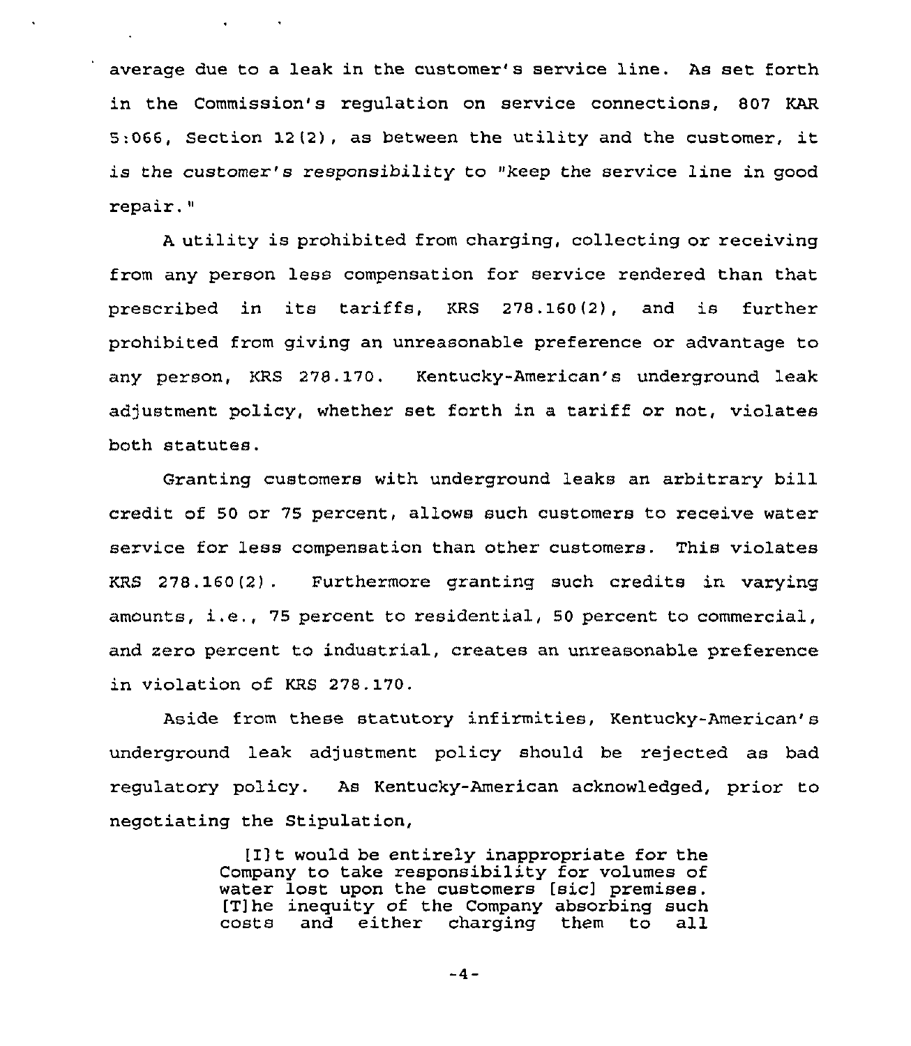average due to a leak in the customer's service line. As set forth in the Commission's regulation on service connections, 807 KAR 5:066, Section 12(2), as between the utility and the customer, it is *the customer's responsibility* to "keep the service line in good repair."

A utility is prohibited from charging, collecting or receiving from any person less compensation for service rendered than that prescribed in its tariffs, KRS 278.160(2), and is further prohibited from giving an unreasonable preference or advantage to any person, KRS 278.170. Kentucky-American's underground leak adjustment policy, whether set forth in a tariff or not, violates both statutes.

Granting customers with underground leaks an arbitrary bill credit of 50 or 75 percent, allows such customers to receive water service for less compensation than other customers. This violates KRS 278.160(2). Furthermore granting such credits in varying amounts, i.e., 75 percent to residential, 50 percent to commercial, and zero percent to industrial, creates an unreasonable preference in violation of KRS 278.170.

Aside from these statutory infirmities, Kentucky-American's underground leak adjustment policy should be rejected as bad regulatory policy. As Kentucky-American acknowledged, prior to negotiating the Stipulation,

> [I]t would be entirely inappropriate for the Company to take responsibility for volumes of water lost upon the customers [sic] premises. [T]he inequity of the Company absorbing such costs and either charging them to all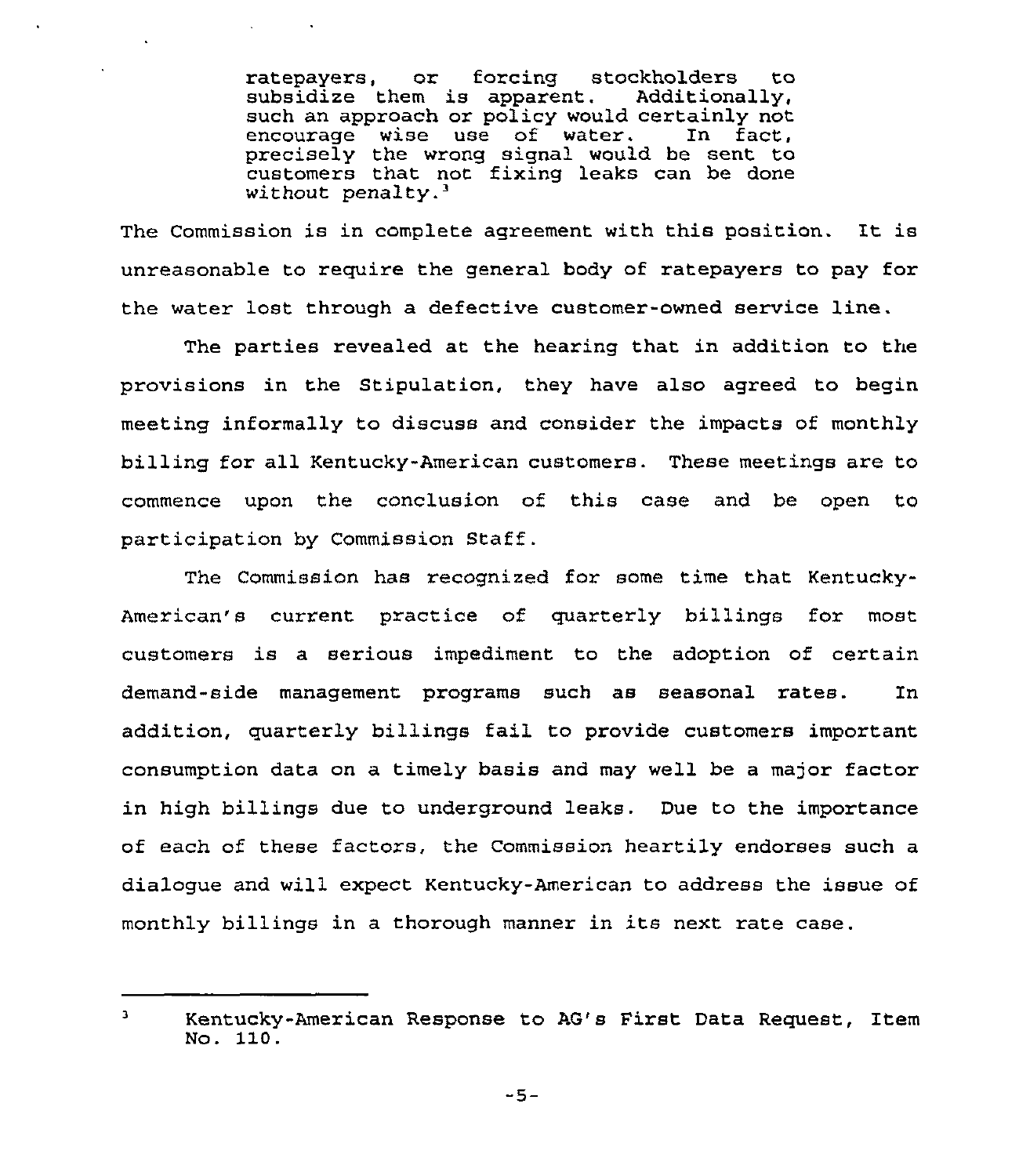> ratepayers, or forcing stockholders to subsidize them is apparent. Additionally, such an approach or policy would certainly not encourage wise use of water. In fact, precisely the wrong signal would be sent to customers that not fixing leaks can be done without penalty.[3]

The Commission is in complete agreement with this position. It is unreasonable to require the general body of ratepayers to pay for the water lost through a defective customer-owned service line.

The parties revealed at the hearing that in addition to the provisions in the Stipulation, they have also agreed to begin meeting informally to discuss and consider the impacts of monthly billing for all Kentucky-American customers. These meetings are to commence upon the conclusion of this case and be open to participation by Commission Staff.

The Commission has recognized for some time that Kentucky-American's current practice of quarterly billings for most customers is a serious impediment to the adoption of certain demand-side management programs such as seasonal rates. In addition, quarterly billings fail to provide customers important consumption data on a timely basis and may well be a major factor in high billings due to underground leaks. Due to the importance of each of these factors, the Commission heartily endorses such a dialogue and will expect Kentucky-American to address the issue of monthly billings in a thorough manner in its next rate case.

---

[3] Kentucky-American Response to AG's First Data Request, Item No. 110.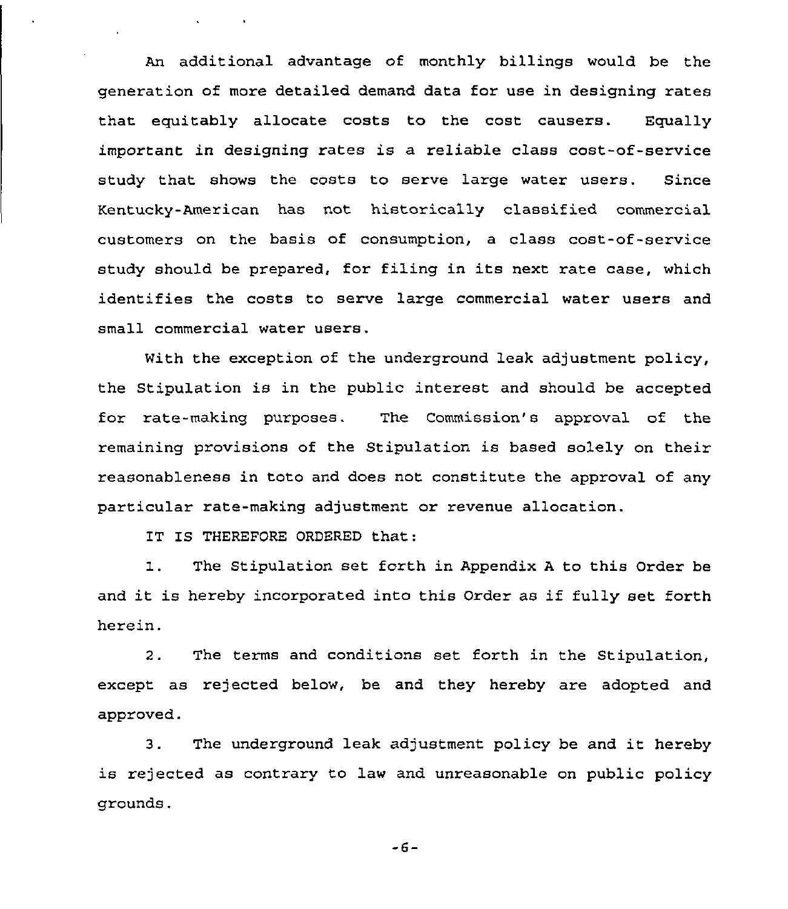An additional advantage of monthly billings would be the generation of more detailed demand data for use in designing rates that equitably allocate costs to the cost causers. Equally important in designing rates is a reliable class cost-of-service study that shows the costs to serve large water users. Since Kentucky-American has not historically classified commercial customers on the basis of consumption, a class cost-of-service study should be prepared, for filing in its next rate case, which identifies the costs to serve large commercial water users and small commercial water users.

With the exception of the underground leak adjustment policy, the Stipulation is in the public interest and should be accepted for rate-making purposes. The Commission's approval of the remaining provisions of the Stipulation is based solely on their reasonableness in toto and does not constitute the approval of any particular rate-making adjustment or revenue allocation.

IT IS THEREFORE ORDERED that:

1. The Stipulation set forth in Appendix A to this Order be and it is hereby incorporated into this Order as if fully set forth herein.

2. The terms and conditions set forth in the Stipulation, except as rejected below, be and they hereby are adopted and approved.

3. The underground leak adjustment policy be and it hereby is rejected as contrary to law and unreasonable on public policy grounds.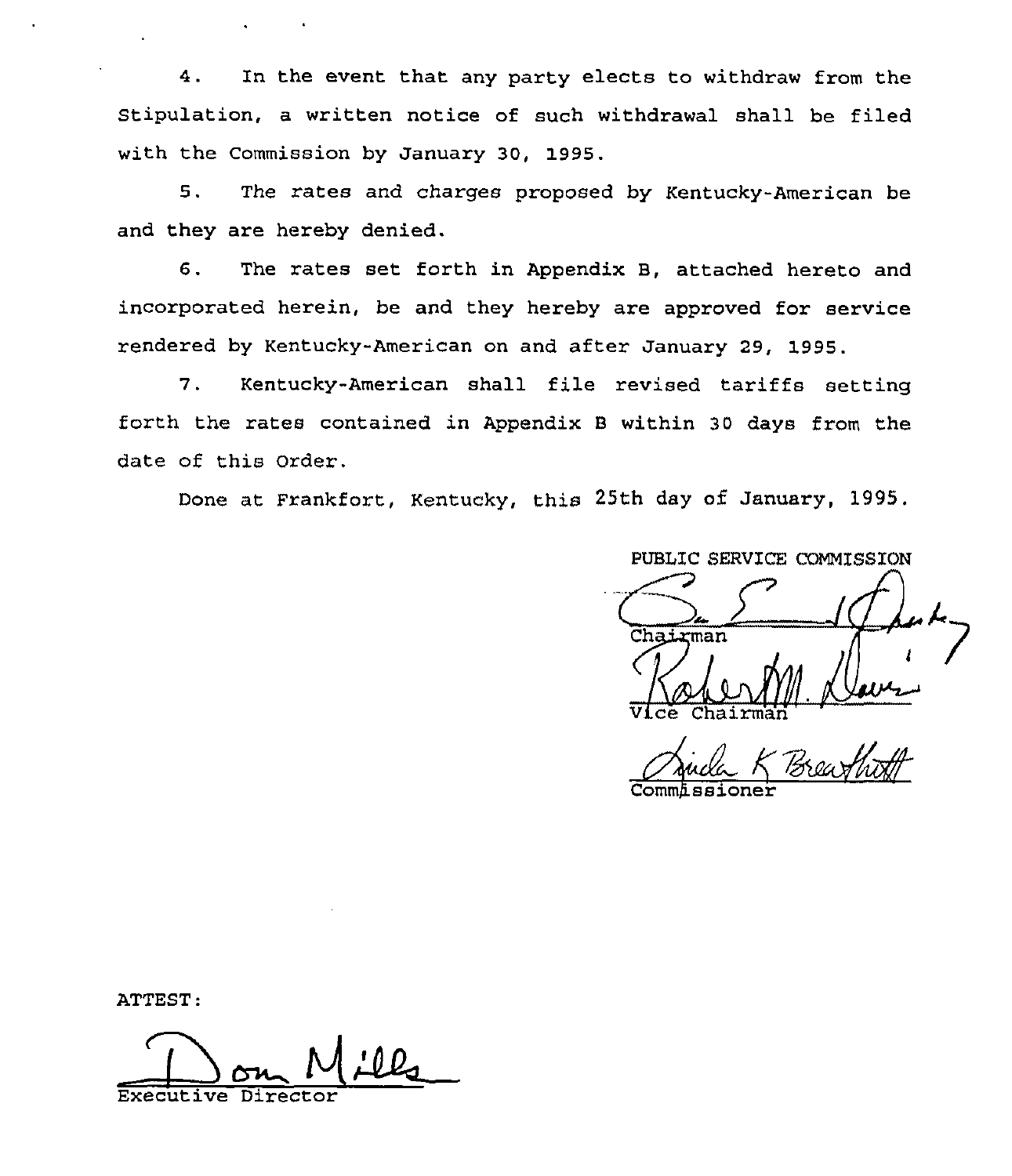4. In the event that any party elects to withdraw from the Stipulation, a written notice of such withdrawal shall be filed with the Commission by January 30, 1995.

5. The rates and charges proposed by Kentucky-American be and they are hereby denied.

6. The rates set forth in Appendix B, attached hereto and incorporated herein, be and they hereby are approved for service rendered by Kentucky-American on and after January 29, 1995.

7. Kentucky-American shall file revised tariffs setting forth the rates contained in Appendix B within 30 days from the date of this Order.

Done at Frankfort, Kentucky, this 25th day of January, 1995.

PUBLIC SERVICE COMMISSION

Chairman

Vice Chairman

Commissioner

ATTEST:

Executive Director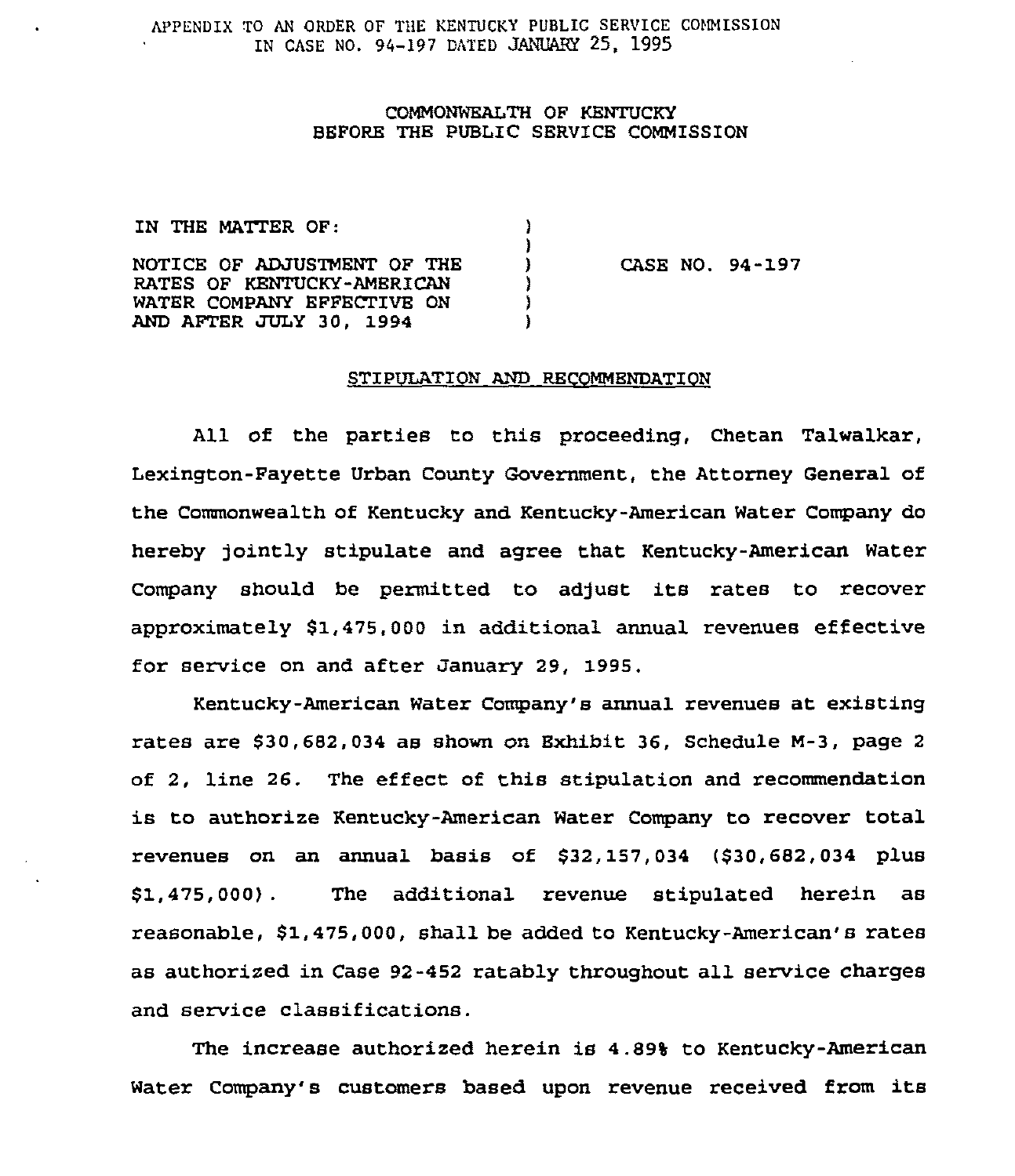APPENDIX TO AN ORDER OF THE KENTUCKY PUBLIC SERVICE COMMISSION IN CASE NO. 94-197 DATED JANUARY 25, 1995

COMMONWEALTH OF KENTUCKY
BEFORE THE PUBLIC SERVICE COMMISSION

IN THE MATTER OF:

NOTICE OF ADJUSTMENT OF THE RATES OF KENTUCKY-AMERICAN WATER COMPANY EFFECTIVE ON AND AFTER JULY 30, 1994 ) CASE NO. 94-197

STIPULATION AND RECOMMENDATION

All of the parties to this proceeding, Chetan Talwalkar, Lexington-Fayette Urban County Government, the Attorney General of the Commonwealth of Kentucky and Kentucky-American Water Company do hereby jointly stipulate and agree that Kentucky-American Water Company should be permitted to adjust its rates to recover approximately $1,475,000 in additional annual revenues effective for service on and after January 29, 1995.

Kentucky-American Water Company's annual revenues at existing rates are $30,682,034 as shown on Exhibit 36, Schedule M-3, page 2 of 2, line 26. The effect of this stipulation and recommendation is to authorize Kentucky-American Water Company to recover total revenues on an annual basis of $32,157,034 ($30,682,034 plus $1,475,000). The additional revenue stipulated herein as reasonable, $1,475,000, shall be added to Kentucky-American's rates as authorized in Case 92-452 ratably throughout all service charges and service classifications.

The increase authorized herein is 4.89% to Kentucky-American Water Company's customers based upon revenue received from its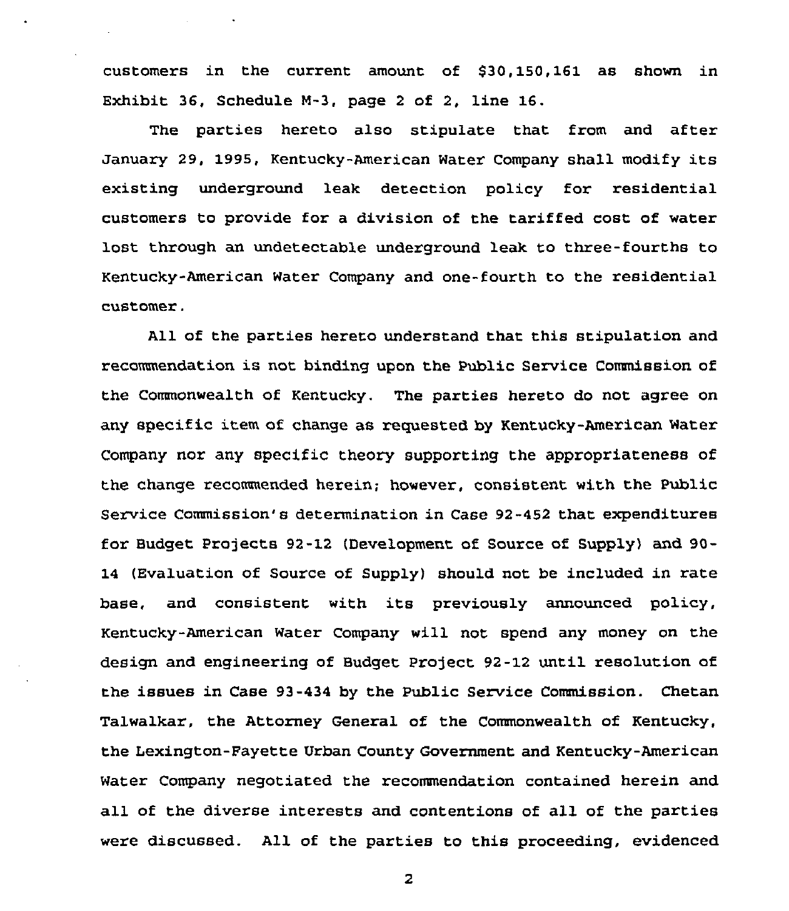customers in the current amount of $30,150,161 as shown in Exhibit 36, Schedule M-3, page 2 of 2, line 16.

The parties hereto also stipulate that from and after January 29, 1995, Kentucky-American Water Company shall modify its existing underground leak detection policy for residential customers to provide for a division of the tariffed cost of water lost through an undetectable underground leak to three-fourths to Kentucky-American Water Company and one-fourth to the residential customer.

All of the parties hereto understand that this stipulation and recommendation is not binding upon the Public Service Commission of the Commonwealth of Kentucky. The parties hereto do not agree on any specific item of change as requested by Kentucky-American Water Company nor any specific theory supporting the appropriateness of the change recommended herein; however, consistent with the Public Service Commission's determination in Case 92-452 that expenditures for Budget Projects 92-12 (Development of Source of Supply) and 90-14 (Evaluation of Source of Supply) should not be included in rate base, and consistent with its previously announced policy, Kentucky-American Water Company will not spend any money on the design and engineering of Budget Project 92-12 until resolution of the issues in Case 93-434 by the Public Service Commission. Chetan Talwalkar, the Attorney General of the Commonwealth of Kentucky, the Lexington-Fayette Urban County Government and Kentucky-American Water Company negotiated the recommendation contained herein and all of the diverse interests and contentions of all of the parties were discussed. All of the parties to this proceeding, evidenced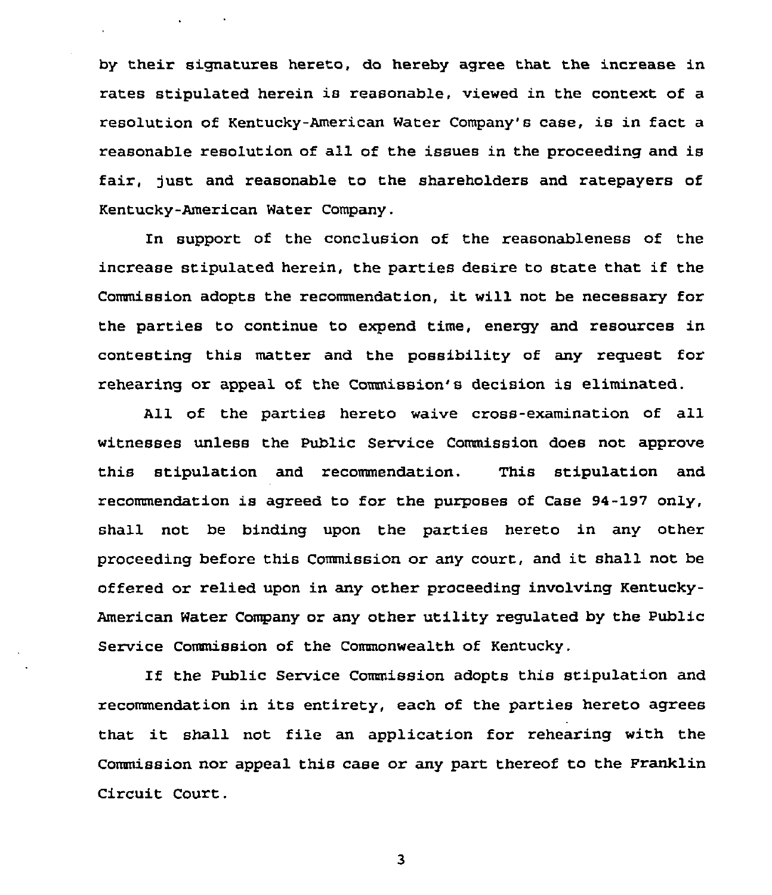by their signatures hereto, do hereby agree that the increase in rates stipulated herein is reasonable, viewed in the context of a resolution of Kentucky-American Water Company's case, is in fact a reasonable resolution of all of the issues in the proceeding and is fair, just and reasonable to the shareholders and ratepayers of Kentucky-American Water Company.

In support of the conclusion of the reasonableness of the increase stipulated herein, the parties desire to state that if the Commission adopts the recommendation, it will not be necessary for the parties to continue to expend time, energy and resources in contesting this matter and the possibility of any request for rehearing or appeal of the Commission's decision is eliminated.

All of the parties hereto waive cross-examination of all witnesses unless the Public Service Commission does not approve this stipulation and recommendation. This stipulation and recommendation is agreed to for the purposes of Case 94-197 only, shall not be binding upon the parties hereto in any other proceeding before this Commission or any court, and it shall not be offered or relied upon in any other proceeding involving Kentucky-American Water Company or any other utility regulated by the Public Service Commission of the Commonwealth of Kentucky.

If the Public Service Commission adopts this stipulation and recommendation in its entirety, each of the parties hereto agrees that it shall not file an application for rehearing with the Commission nor appeal this case or any part thereof to the Franklin Circuit Court.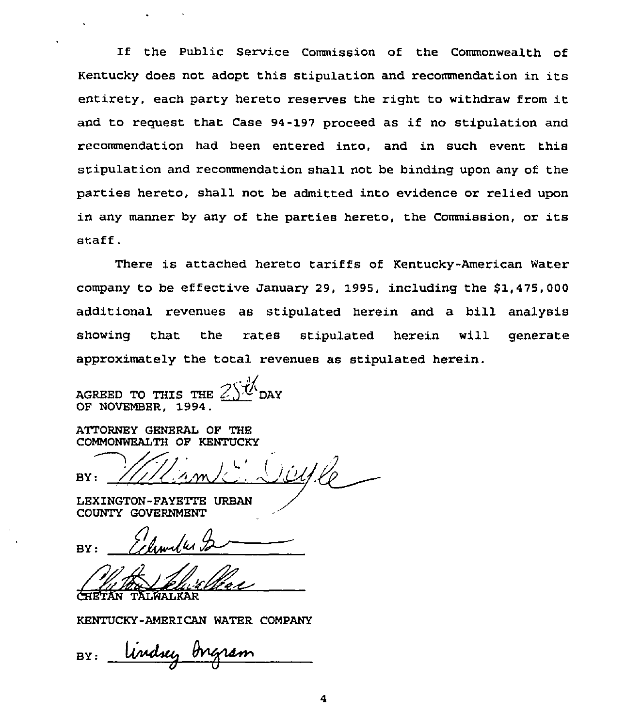If the Public Service Commission of the Commonwealth of Kentucky does not adopt this stipulation and recommendation in its entirety, each party hereto reserves the right to withdraw from it and to request that Case 94-197 proceed as if no stipulation and recommendation had been entered into, and in such event this stipulation and recommendation shall not be binding upon any of the parties hereto, shall not be admitted into evidence or relied upon in any manner by any of the parties hereto, the Commission, or its staff.

There is attached hereto tariffs of Kentucky-American Water company to be effective January 29, 1995, including the $1,475,000 additional revenues as stipulated herein and a bill analysis showing that the rates stipulated herein will generate approximately the total revenues as stipulated herein.

AGREED TO THIS THE 25th DAY
OF NOVEMBER, 1994.

ATTORNEY GENERAL OF THE
COMMONWEALTH OF KENTUCKY

BY: William E. Doyle

LEXINGTON-FAYETTE URBAN
COUNTY GOVERNMENT

BY: Edward Le Bo

Chetan Talwalkar
CHETAN TALWALKAR

KENTUCKY-AMERICAN WATER COMPANY

BY: Lindsey Ingram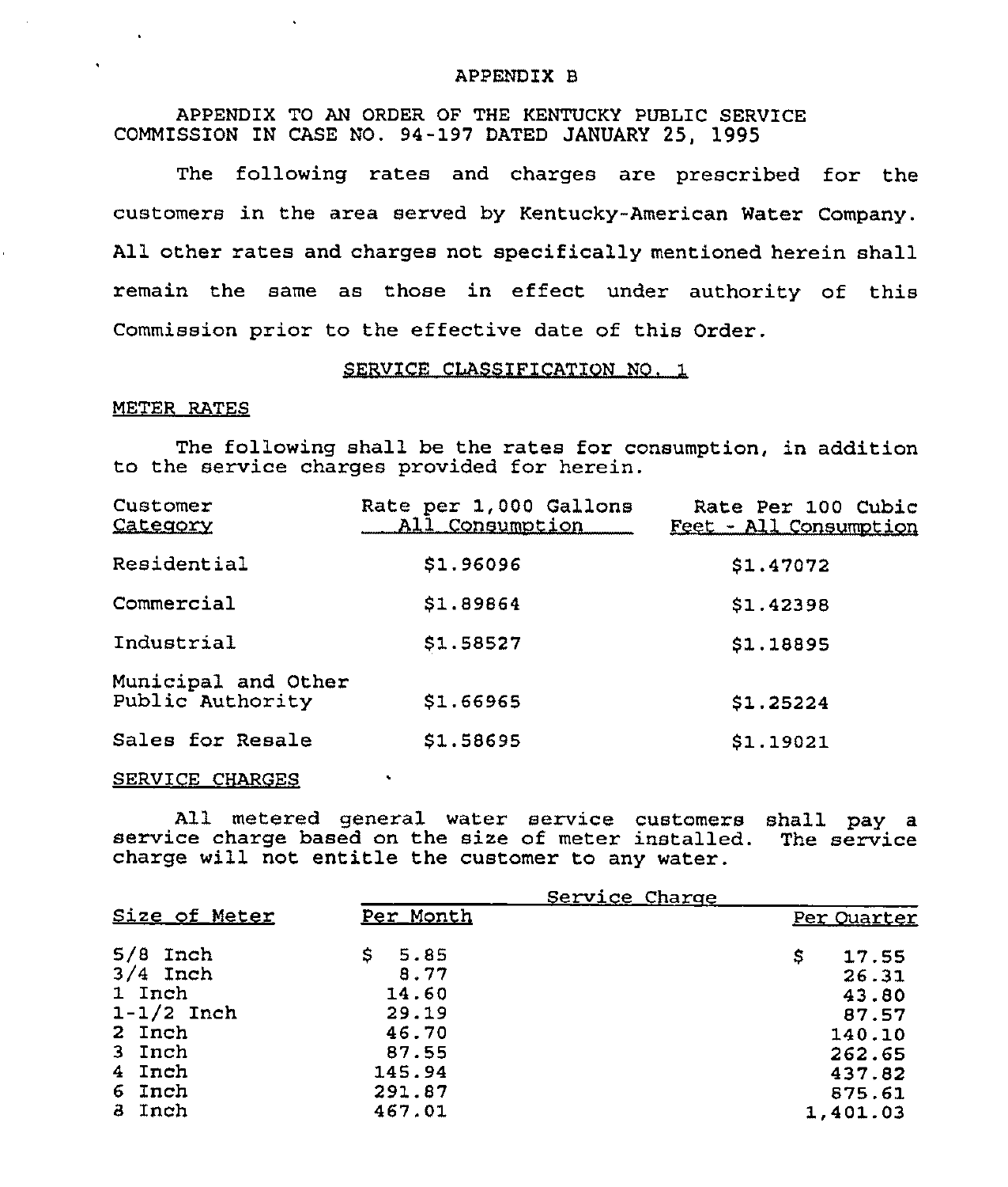# APPENDIX B

APPENDIX TO AN ORDER OF THE KENTUCKY PUBLIC SERVICE COMMISSION IN CASE NO. 94-197 DATED JANUARY 25, 1995

The following rates and charges are prescribed for the customers in the area served by Kentucky-American Water Company. All other rates and charges not specifically mentioned herein shall remain the same as those in effect under authority of this Commission prior to the effective date of this Order.

## SERVICE CLASSIFICATION NO. 1

### METER RATES

The following shall be the rates for consumption, in addition to the service charges provided for herein.

| Customer Category | Rate per 1,000 Gallons All Consumption | Rate Per 100 Cubic Feet - All Consumption |
|---|---|---|
| Residential | $1.96096 | $1.47072 |
| Commercial | $1.89864 | $1.42398 |
| Industrial | $1.58527 | $1.18895 |
| Municipal and Other Public Authority | $1.66965 | $1.25224 |
| Sales for Resale | $1.58695 | $1.19021 |

### SERVICE CHARGES

All metered general water service customers shall pay a service charge based on the size of meter installed. The service charge will not entitle the customer to any water.

| Size of Meter | Service Charge Per Month | Service Charge Per Quarter |
|---|---|---|
| 5/8 Inch | $ 5.85 | $ 17.55 |
| 3/4 Inch | 8.77 | 26.31 |
| 1 Inch | 14.60 | 43.80 |
| 1-1/2 Inch | 29.19 | 87.57 |
| 2 Inch | 46.70 | 140.10 |
| 3 Inch | 87.55 | 262.65 |
| 4 Inch | 145.94 | 437.82 |
| 6 Inch | 291.87 | 875.61 |
| 8 Inch | 467.01 | 1,401.03 |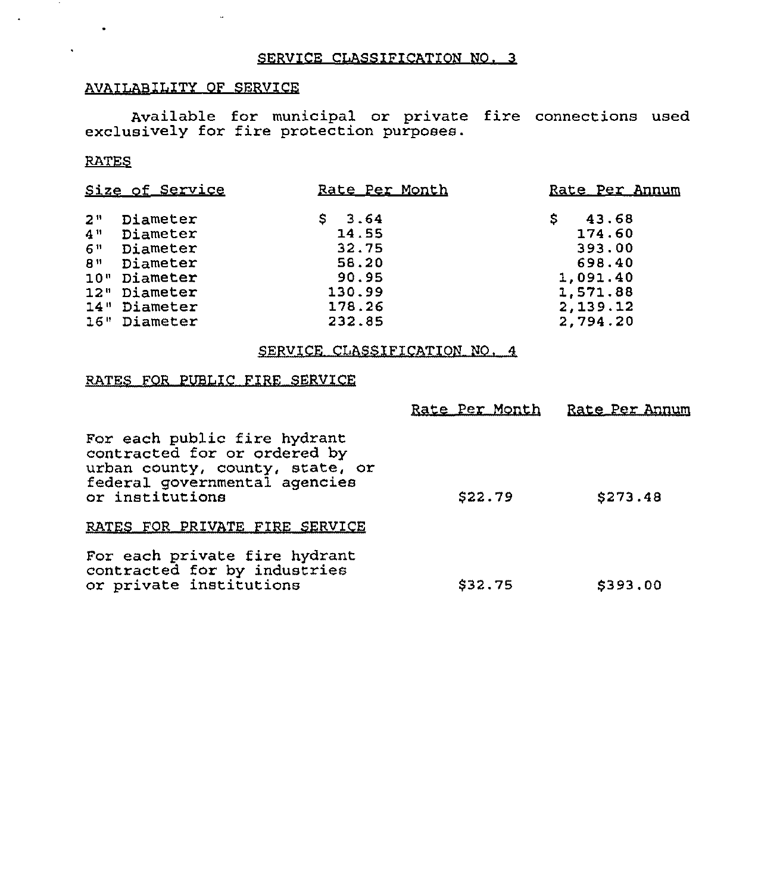## SERVICE CLASSIFICATION NO. 3

### AVAILABILITY OF SERVICE

Available for municipal or private fire connections used exclusively for fire protection purposes.

### RATES

| Size of Service | Rate Per Month | Rate Per Annum |
|---|---|---|
| 2" Diameter | $ 3.64 | $ 43.68 |
| 4" Diameter | 14.55 | 174.60 |
| 6" Diameter | 32.75 | 393.00 |
| 8" Diameter | 58.20 | 698.40 |
| 10" Diameter | 90.95 | 1,091.40 |
| 12" Diameter | 130.99 | 1,571.88 |
| 14" Diameter | 178.26 | 2,139.12 |
| 16" Diameter | 232.85 | 2,794.20 |

## SERVICE CLASSIFICATION NO. 4

### RATES FOR PUBLIC FIRE SERVICE

| | Rate Per Month | Rate Per Annum |
|---|---|---|
| For each public fire hydrant contracted for or ordered by urban county, county, state, or federal governmental agencies or institutions | $22.79 | $273.48 |

### RATES FOR PRIVATE FIRE SERVICE

| | Rate Per Month | Rate Per Annum |
|---|---|---|
| For each private fire hydrant contracted for by industries or private institutions | $32.75 | $393.00 |